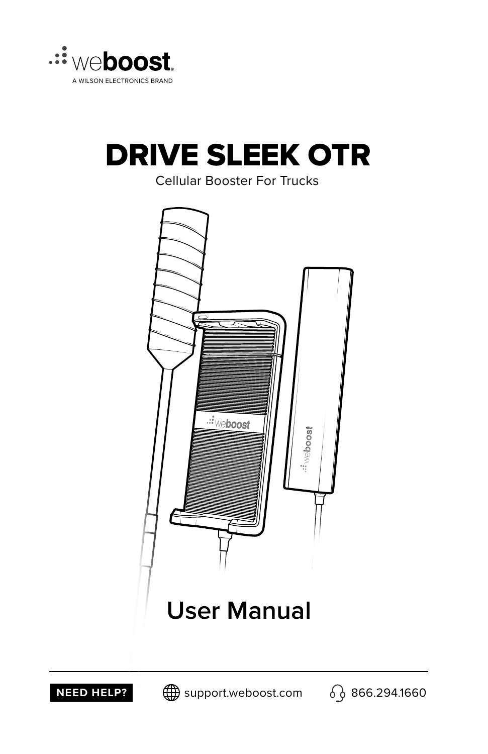weboost

A WILSON ELECTRONICS BRAND

# DRIVE SLEEK OTR

Cellular Booster For Trucks

## User Manual

**NEED HELP?** support.weboost.com 866.294.1660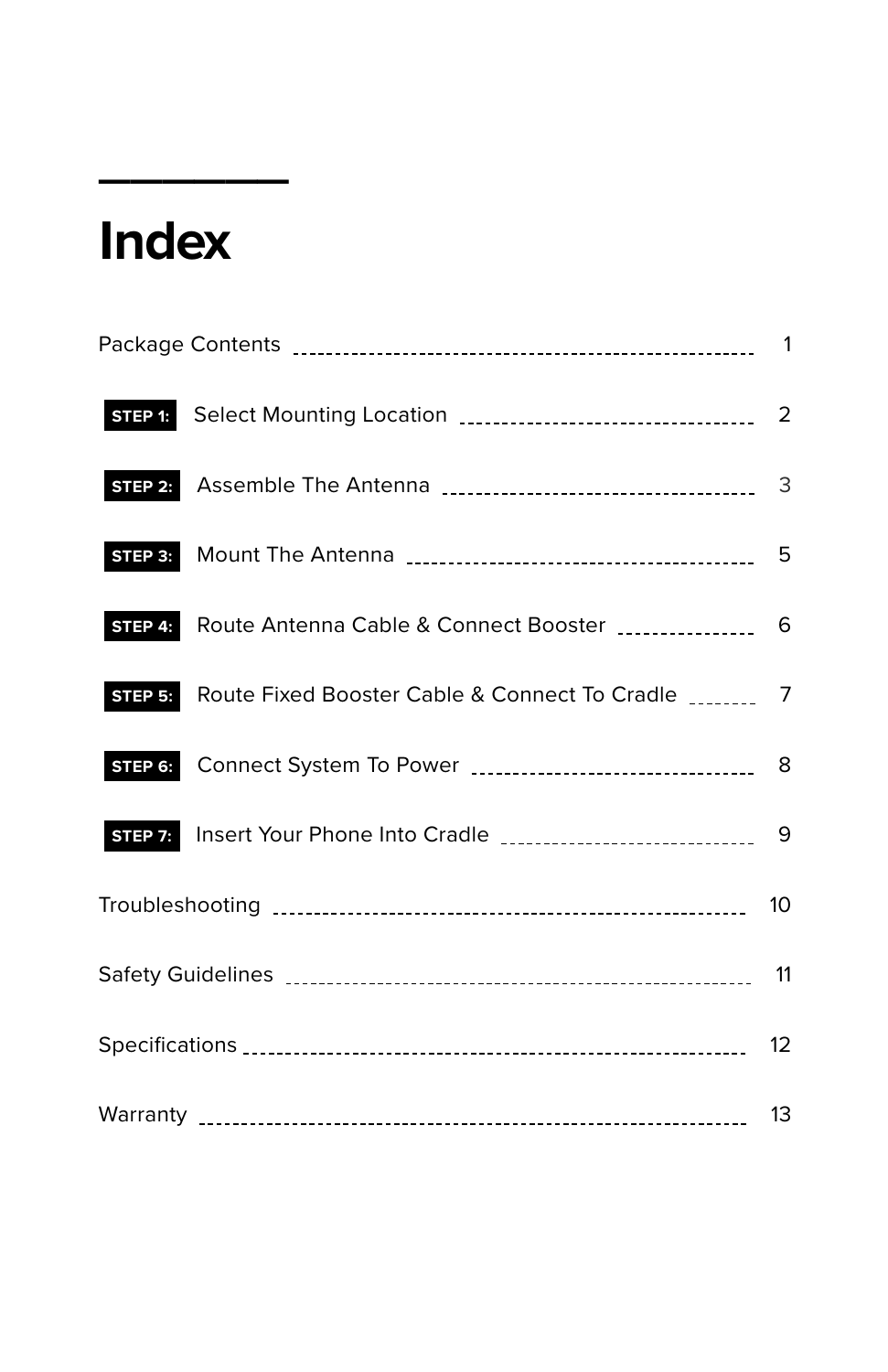# Index

| | |
|---|---|
| Package Contents | 1 |
| **STEP 1:** Select Mounting Location | 2 |
| **STEP 2:** Assemble The Antenna | 3 |
| **STEP 3:** Mount The Antenna | 5 |
| **STEP 4:** Route Antenna Cable & Connect Booster | 6 |
| **STEP 5:** Route Fixed Booster Cable & Connect To Cradle | 7 |
| **STEP 6:** Connect System To Power | 8 |
| **STEP 7:** Insert Your Phone Into Cradle | 9 |
| Troubleshooting | 10 |
| Safety Guidelines | 11 |
| Specifications | 12 |
| Warranty | 13 |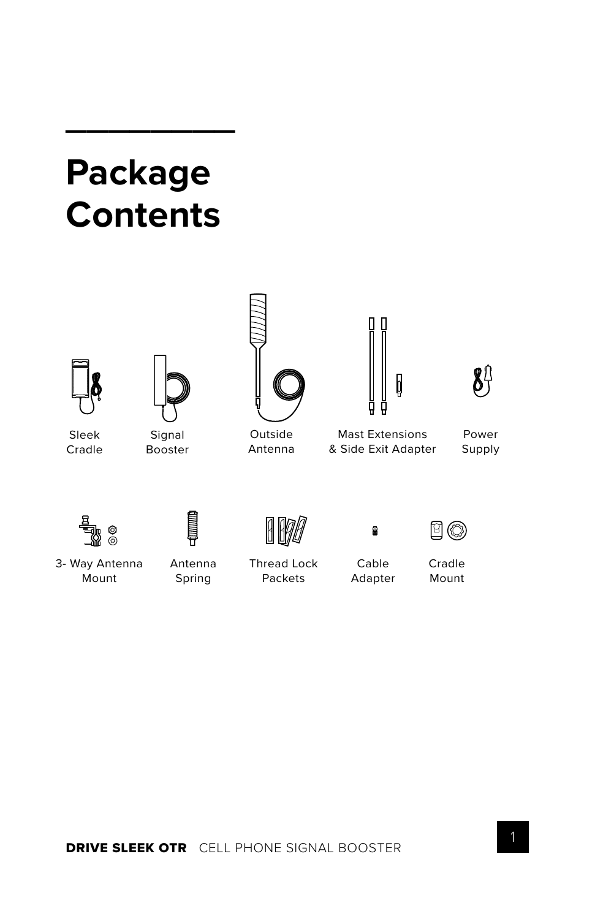# Package Contents

Sleek Cradle

Signal Booster

Outside Antenna

Mast Extensions & Side Exit Adapter

Power Supply

3- Way Antenna Mount

Antenna Spring

Thread Lock Packets

Cable Adapter

Cradle Mount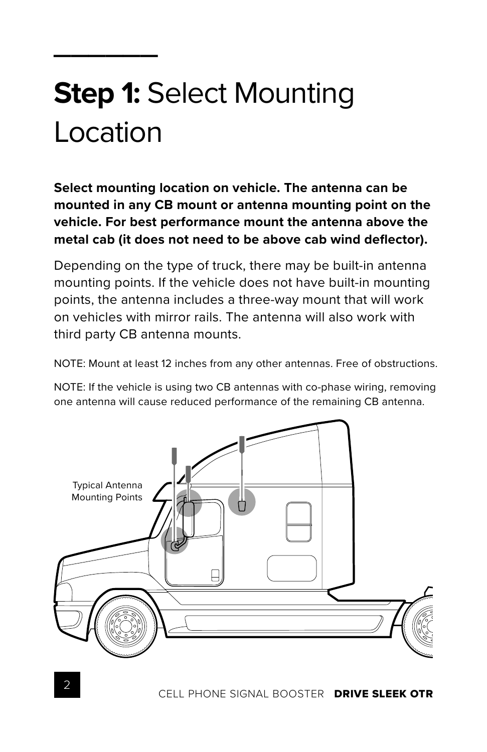# **Step 1:** Select Mounting Location

**Select mounting location on vehicle. The antenna can be mounted in any CB mount or antenna mounting point on the vehicle. For best performance mount the antenna above the metal cab (it does not need to be above cab wind deflector).**

Depending on the type of truck, there may be built-in antenna mounting points. If the vehicle does not have built-in mounting points, the antenna includes a three-way mount that will work on vehicles with mirror rails. The antenna will also work with third party CB antenna mounts.

NOTE: Mount at least 12 inches from any other antennas. Free of obstructions.

NOTE: If the vehicle is using two CB antennas with co-phase wiring, removing one antenna will cause reduced performance of the remaining CB antenna.

Typical Antenna Mounting Points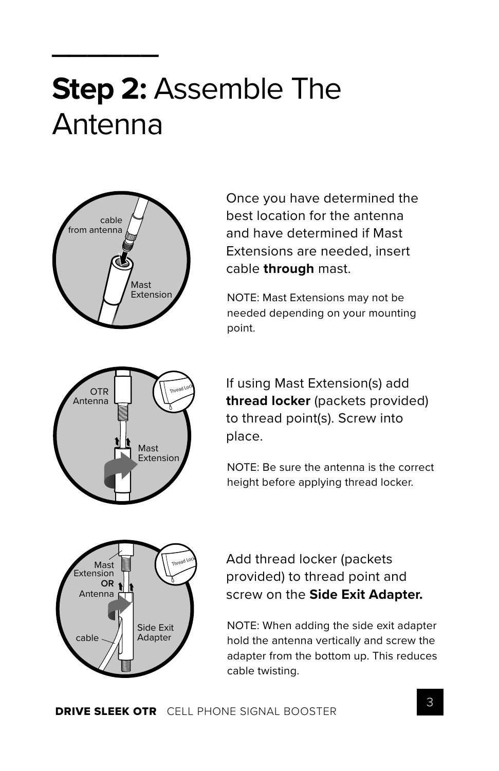# **Step 2:** Assemble The Antenna

Once you have determined the best location for the antenna and have determined if Mast Extensions are needed, insert cable **through** mast.

NOTE: Mast Extensions may not be needed depending on your mounting point.

If using Mast Extension(s) add **thread locker** (packets provided) to thread point(s). Screw into place.

NOTE: Be sure the antenna is the correct height before applying thread locker.

Add thread locker (packets provided) to thread point and screw on the **Side Exit Adapter.**

NOTE: When adding the side exit adapter hold the antenna vertically and screw the adapter from the bottom up. This reduces cable twisting.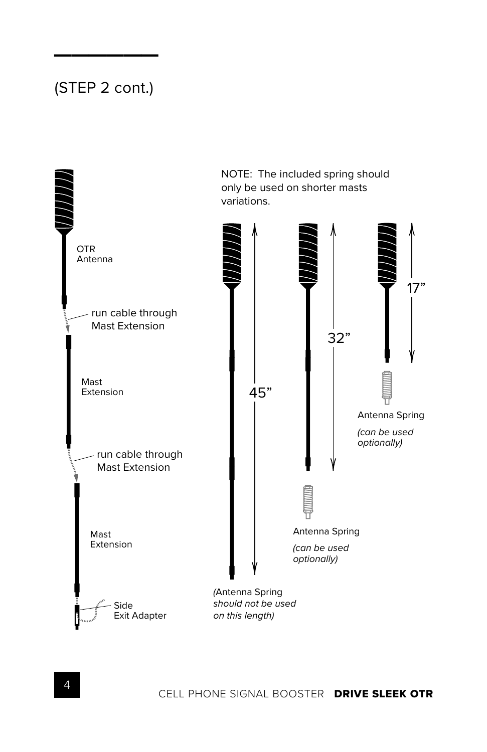## (STEP 2 cont.)

OTR Antenna

run cable through Mast Extension

Mast Extension

run cable through Mast Extension

Mast Extension

Side Exit Adapter

NOTE: The included spring should only be used on shorter masts variations.

45”

*(*Antenna Spring *should not be used on this length)*

32”

Antenna Spring

*(can be used optionally)*

17”

Antenna Spring

*(can be used optionally)*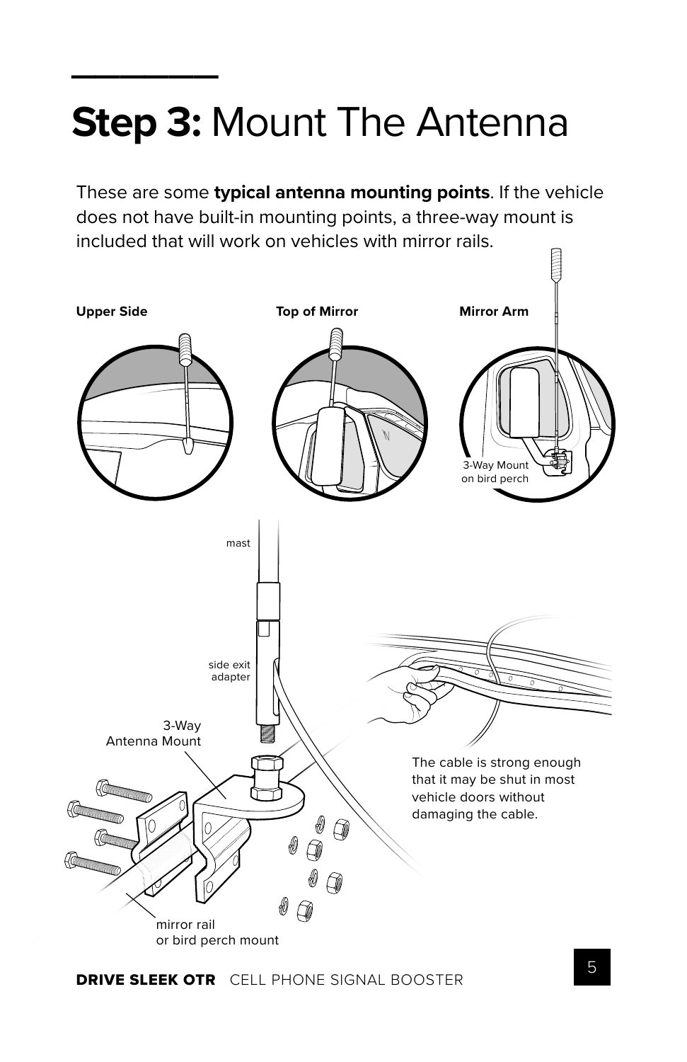# **Step 3:** Mount The Antenna

These are some **typical antenna mounting points**. If the vehicle does not have built-in mounting points, a three-way mount is included that will work on vehicles with mirror rails.

**Upper Side**

**Top of Mirror**

**Mirror Arm**

3-Way Mount on bird perch

mast

side exit adapter

3-Way Antenna Mount

mirror rail or bird perch mount

The cable is strong enough that it may be shut in most vehicle doors without damaging the cable.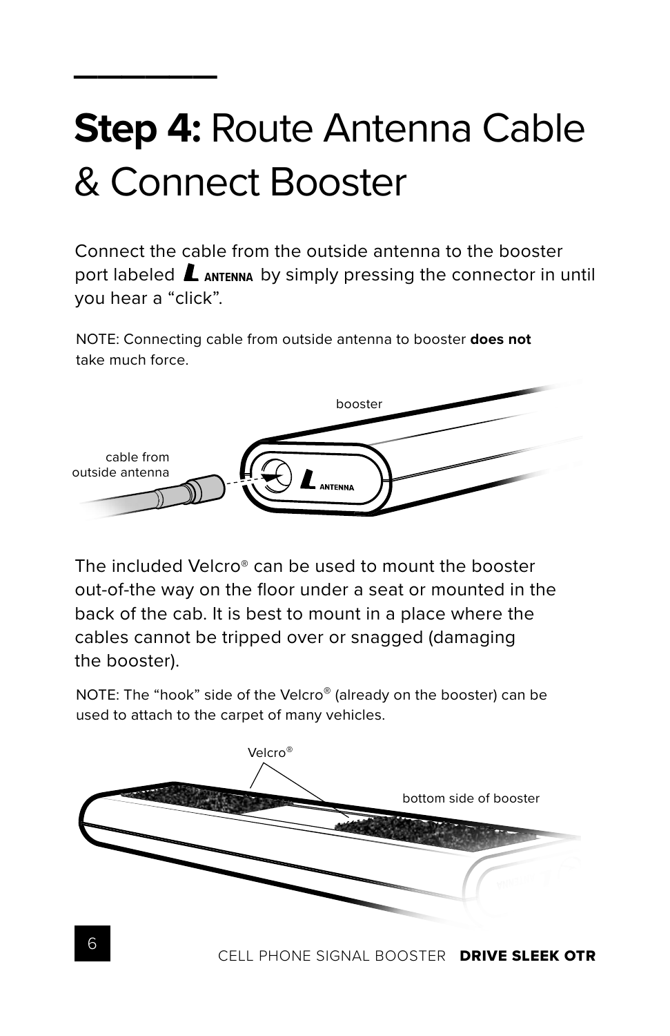# **Step 4:** Route Antenna Cable & Connect Booster

Connect the cable from the outside antenna to the booster port labeled **L ANTENNA** by simply pressing the connector in until you hear a "click".

NOTE: Connecting cable from outside antenna to booster **does not** take much force.

booster

cable from outside antenna

ANTENNA

The included Velcro® can be used to mount the booster out-of-the way on the floor under a seat or mounted in the back of the cab. It is best to mount in a place where the cables cannot be tripped over or snagged (damaging the booster).

NOTE: The "hook" side of the Velcro® (already on the booster) can be used to attach to the carpet of many vehicles.

Velcro®

bottom side of booster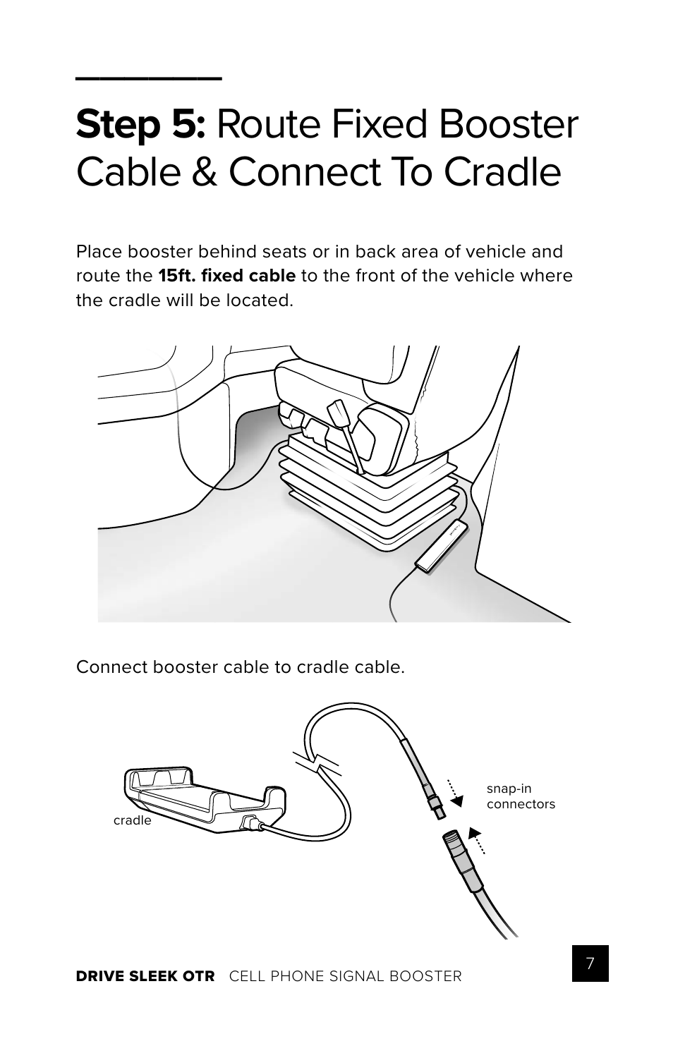# **Step 5:** Route Fixed Booster Cable & Connect To Cradle

Place booster behind seats or in back area of vehicle and route the **15ft. fixed cable** to the front of the vehicle where the cradle will be located.

Connect booster cable to cradle cable.

cradle

snap-in connectors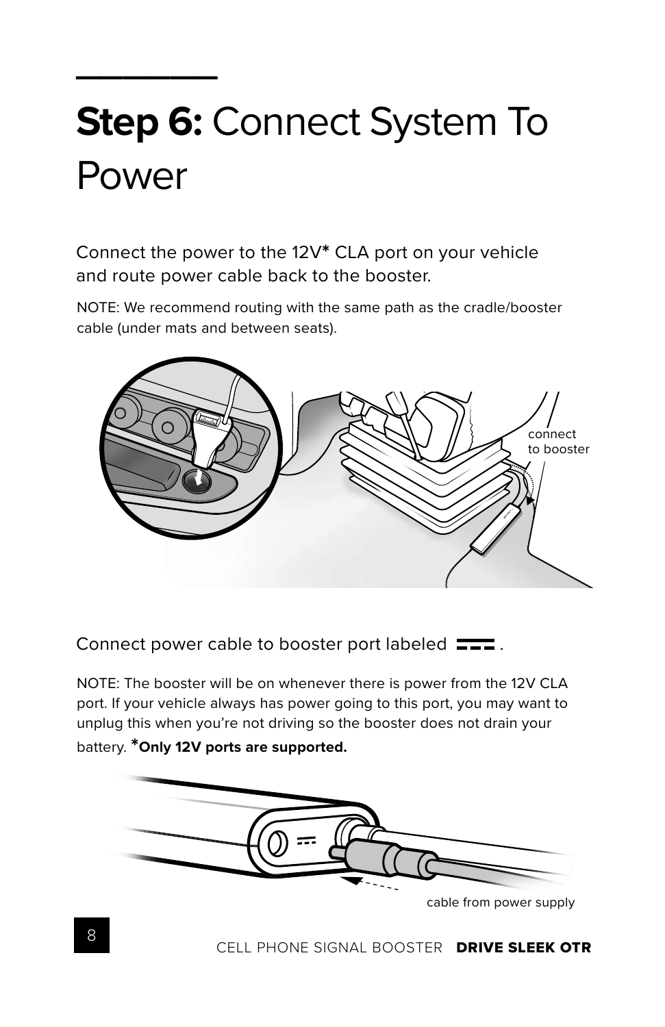# **Step 6:** Connect System To Power

Connect the power to the 12V* CLA port on your vehicle and route power cable back to the booster.

NOTE: We recommend routing with the same path as the cradle/booster cable (under mats and between seats).

connect to booster

Connect power cable to booster port labeled ⎓ .

NOTE: The booster will be on whenever there is power from the 12V CLA port. If your vehicle always has power going to this port, you may want to unplug this when you're not driving so the booster does not drain your battery. ***Only 12V ports are supported.**

cable from power supply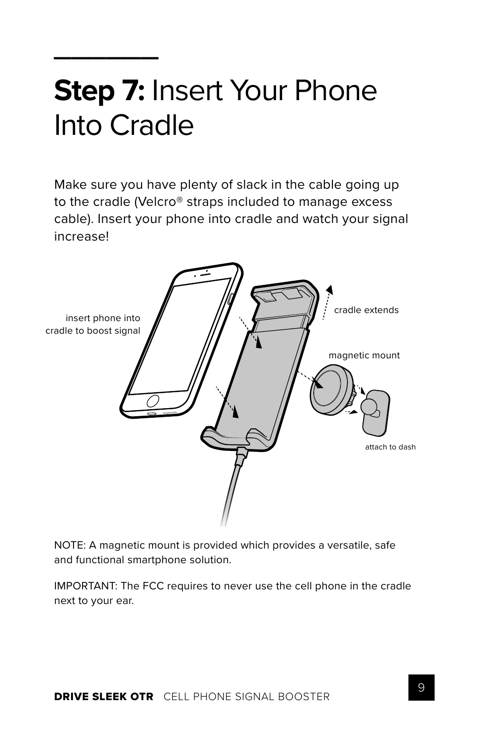# **Step 7:** Insert Your Phone Into Cradle

Make sure you have plenty of slack in the cable going up to the cradle (Velcro® straps included to manage excess cable). Insert your phone into cradle and watch your signal increase!

insert phone into cradle to boost signal

cradle extends

magnetic mount

attach to dash

NOTE: A magnetic mount is provided which provides a versatile, safe and functional smartphone solution.

IMPORTANT: The FCC requires to never use the cell phone in the cradle next to your ear.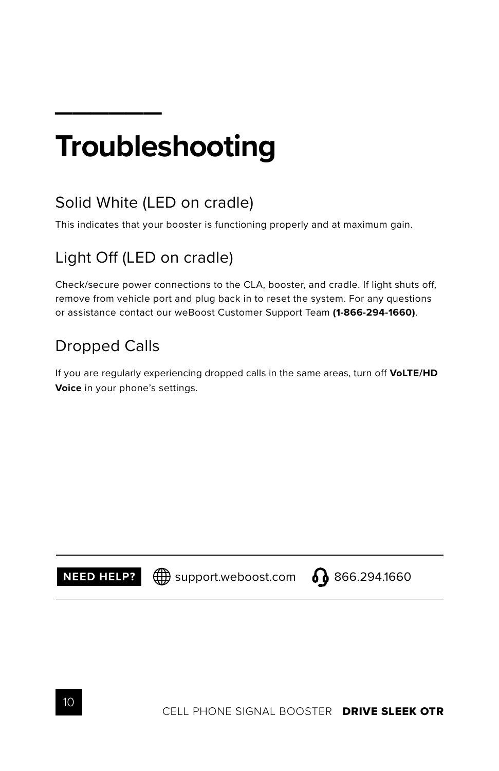# Troubleshooting

## Solid White (LED on cradle)

This indicates that your booster is functioning properly and at maximum gain.

## Light Off (LED on cradle)

Check/secure power connections to the CLA, booster, and cradle. If light shuts off, remove from vehicle port and plug back in to reset the system. For any questions or assistance contact our weBoost Customer Support Team **(1-866-294-1660)**.

## Dropped Calls

If you are regularly experiencing dropped calls in the same areas, turn off **VoLTE/HD Voice** in your phone's settings.

**NEED HELP?** support.weboost.com 866.294.1660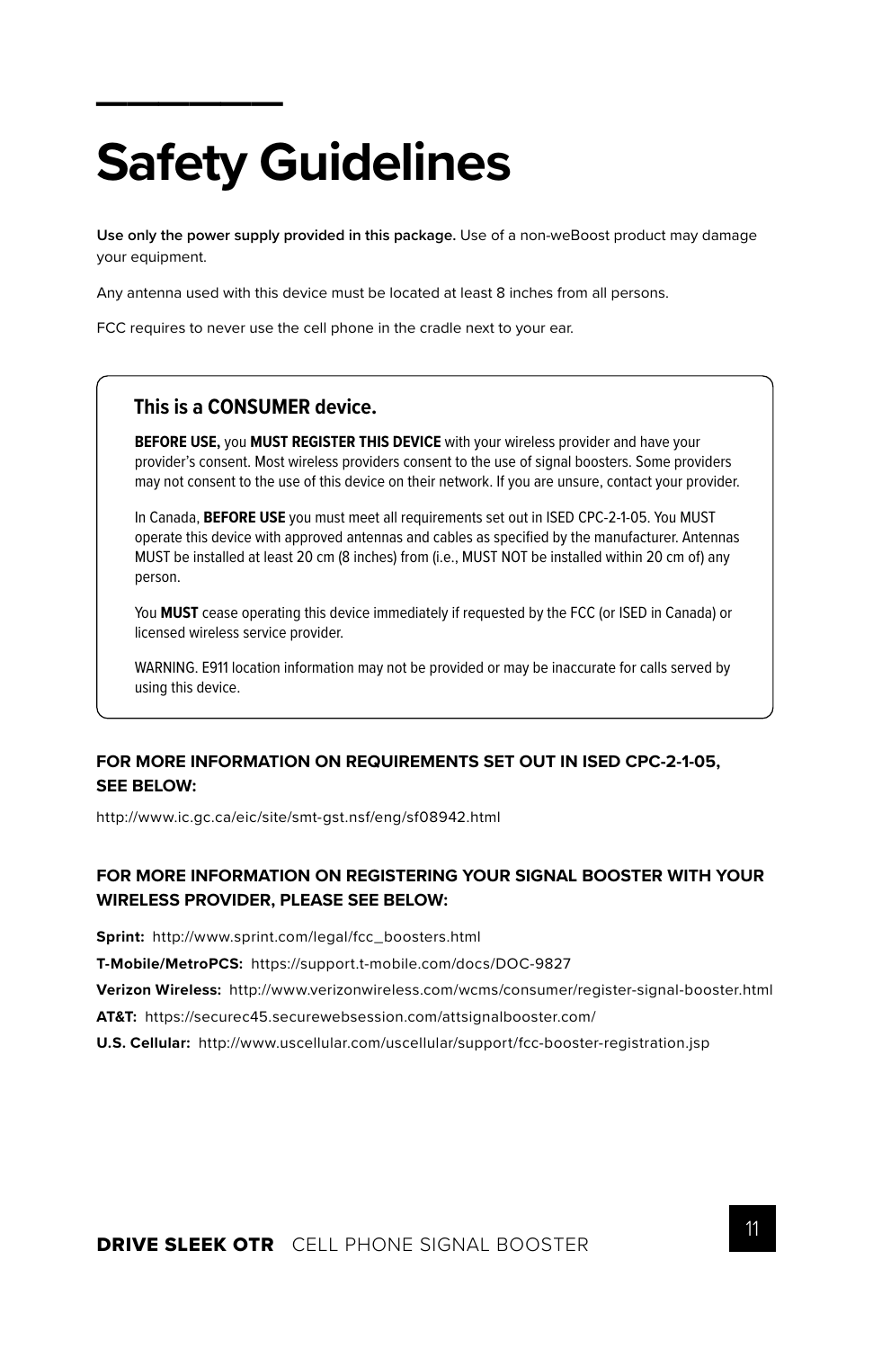# Safety Guidelines

**Use only the power supply provided in this package.** Use of a non-weBoost product may damage your equipment.

Any antenna used with this device must be located at least 8 inches from all persons.

FCC requires to never use the cell phone in the cradle next to your ear.

### This is a CONSUMER device.

**BEFORE USE,** you **MUST REGISTER THIS DEVICE** with your wireless provider and have your provider's consent. Most wireless providers consent to the use of signal boosters. Some providers may not consent to the use of this device on their network. If you are unsure, contact your provider.

In Canada, **BEFORE USE** you must meet all requirements set out in ISED CPC-2-1-05. You MUST operate this device with approved antennas and cables as specified by the manufacturer. Antennas MUST be installed at least 20 cm (8 inches) from (i.e., MUST NOT be installed within 20 cm of) any person.

You **MUST** cease operating this device immediately if requested by the FCC (or ISED in Canada) or licensed wireless service provider.

WARNING. E911 location information may not be provided or may be inaccurate for calls served by using this device.

**FOR MORE INFORMATION ON REQUIREMENTS SET OUT IN ISED CPC-2-1-05, SEE BELOW:**

http://www.ic.gc.ca/eic/site/smt-gst.nsf/eng/sf08942.html

**FOR MORE INFORMATION ON REGISTERING YOUR SIGNAL BOOSTER WITH YOUR WIRELESS PROVIDER, PLEASE SEE BELOW:**

**Sprint:** http://www.sprint.com/legal/fcc_boosters.html

**T-Mobile/MetroPCS:** https://support.t-mobile.com/docs/DOC-9827

**Verizon Wireless:** http://www.verizonwireless.com/wcms/consumer/register-signal-booster.html

**AT&T:** https://securec45.securewebsession.com/attsignalbooster.com/

**U.S. Cellular:** http://www.uscellular.com/uscellular/support/fcc-booster-registration.jsp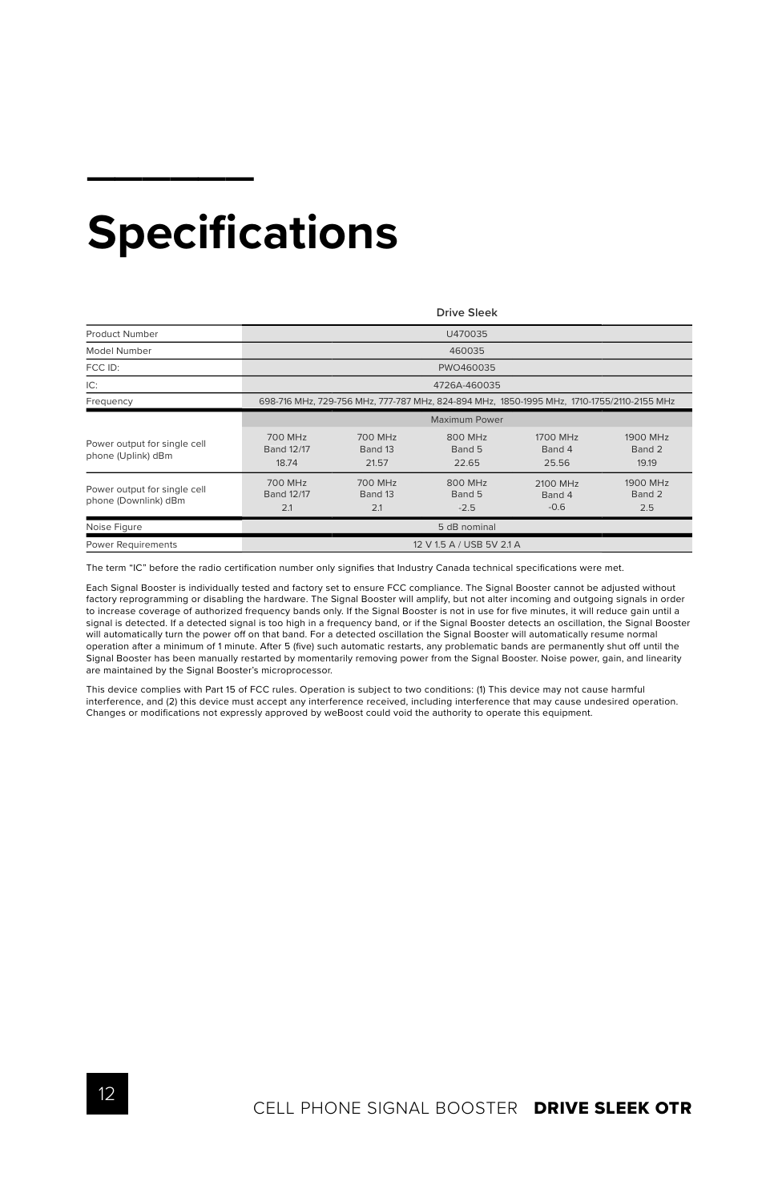# Specifications

| | Drive Sleek | | | | |
|---|---|---|---|---|---|
| Product Number | U470035 | | | | |
| Model Number | 460035 | | | | |
| FCC ID: | PWO460035 | | | | |
| IC: | 4726A-460035 | | | | |
| Frequency | 698-716 MHz, 729-756 MHz, 777-787 MHz, 824-894 MHz, 1850-1995 MHz, 1710-1755/2110-2155 MHz | | | | |
| | Maximum Power | | | | |
| Power output for single cell phone (Uplink) dBm | 700 MHz Band 12/17 18.74 | 700 MHz Band 13 21.57 | 800 MHz Band 5 22.65 | 1700 MHz Band 4 25.56 | 1900 MHz Band 2 19.19 |
| Power output for single cell phone (Downlink) dBm | 700 MHz Band 12/17 2.1 | 700 MHz Band 13 2.1 | 800 MHz Band 5 -2.5 | 2100 MHz Band 4 -0.6 | 1900 MHz Band 2 2.5 |
| Noise Figure | 5 dB nominal | | | | |
| Power Requirements | 12 V 1.5 A / USB 5V 2.1 A | | | | |

The term "IC" before the radio certification number only signifies that Industry Canada technical specifications were met.

Each Signal Booster is individually tested and factory set to ensure FCC compliance. The Signal Booster cannot be adjusted without factory reprogramming or disabling the hardware. The Signal Booster will amplify, but not alter incoming and outgoing signals in order to increase coverage of authorized frequency bands only. If the Signal Booster is not in use for five minutes, it will reduce gain until a signal is detected. If a detected signal is too high in a frequency band, or if the Signal Booster detects an oscillation, the Signal Booster will automatically turn the power off on that band. For a detected oscillation the Signal Booster will automatically resume normal operation after a minimum of 1 minute. After 5 (five) such automatic restarts, any problematic bands are permanently shut off until the Signal Booster has been manually restarted by momentarily removing power from the Signal Booster. Noise power, gain, and linearity are maintained by the Signal Booster's microprocessor.

This device complies with Part 15 of FCC rules. Operation is subject to two conditions: (1) This device may not cause harmful interference, and (2) this device must accept any interference received, including interference that may cause undesired operation. Changes or modifications not expressly approved by weBoost could void the authority to operate this equipment.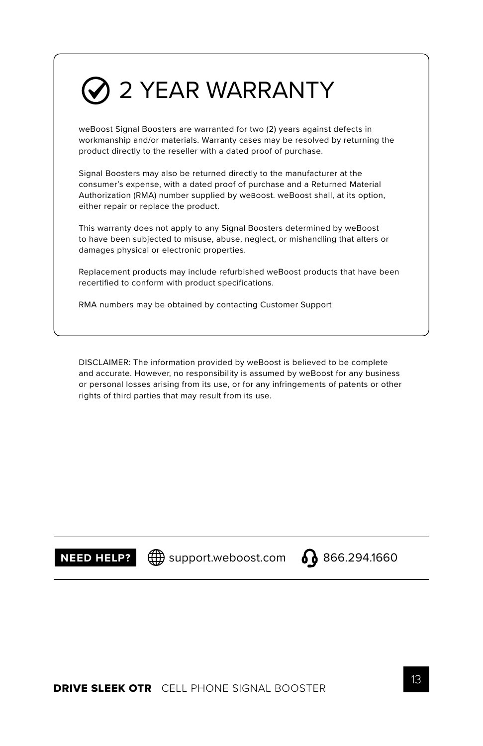# 2 YEAR WARRANTY

weBoost Signal Boosters are warranted for two (2) years against defects in workmanship and/or materials. Warranty cases may be resolved by returning the product directly to the reseller with a dated proof of purchase.

Signal Boosters may also be returned directly to the manufacturer at the consumer's expense, with a dated proof of purchase and a Returned Material Authorization (RMA) number supplied by weBoost. weBoost shall, at its option, either repair or replace the product.

This warranty does not apply to any Signal Boosters determined by weBoost to have been subjected to misuse, abuse, neglect, or mishandling that alters or damages physical or electronic properties.

Replacement products may include refurbished weBoost products that have been recertified to conform with product specifications.

RMA numbers may be obtained by contacting Customer Support

DISCLAIMER: The information provided by weBoost is believed to be complete and accurate. However, no responsibility is assumed by weBoost for any business or personal losses arising from its use, or for any infringements of patents or other rights of third parties that may result from its use.

**NEED HELP?** support.weboost.com 866.294.1660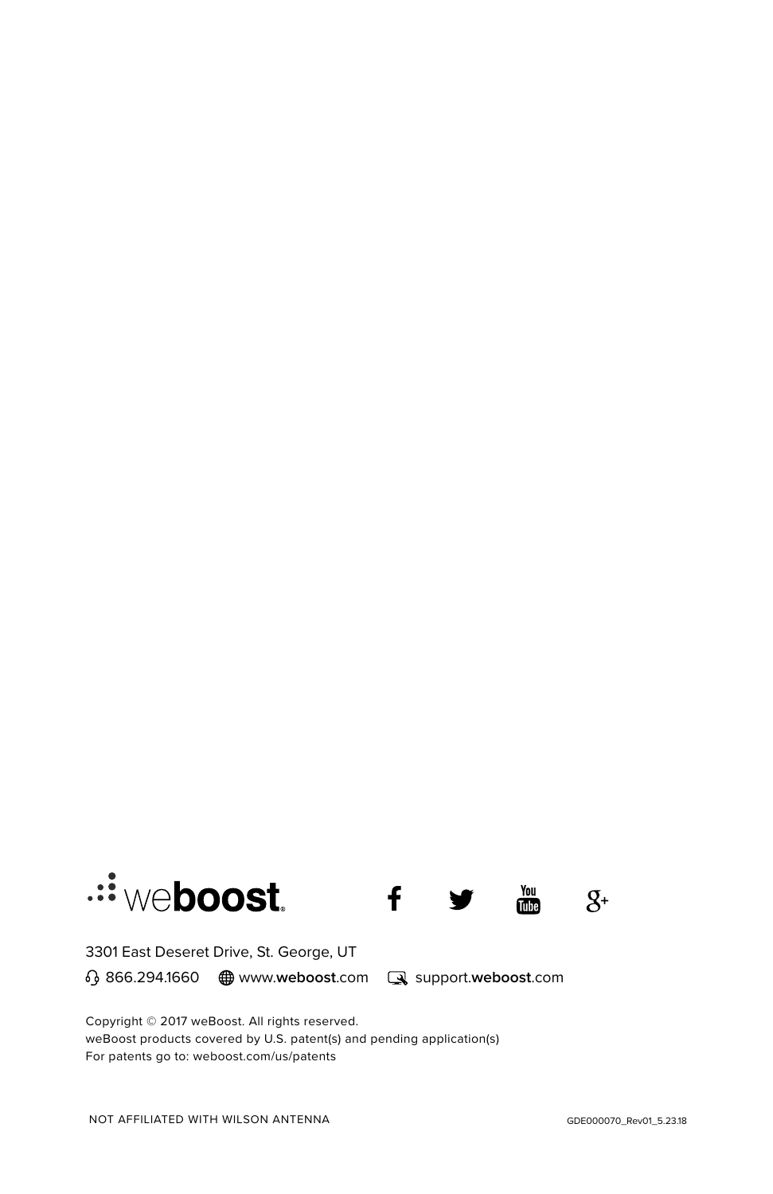weboost

3301 East Deseret Drive, St. George, UT

866.294.1660   www.**weboost**.com   support.**weboost**.com

Copyright © 2017 weBoost. All rights reserved.
weBoost products covered by U.S. patent(s) and pending application(s)
For patents go to: weboost.com/us/patents

NOT AFFILIATED WITH WILSON ANTENNA

GDE000070_Rev01_5.23.18